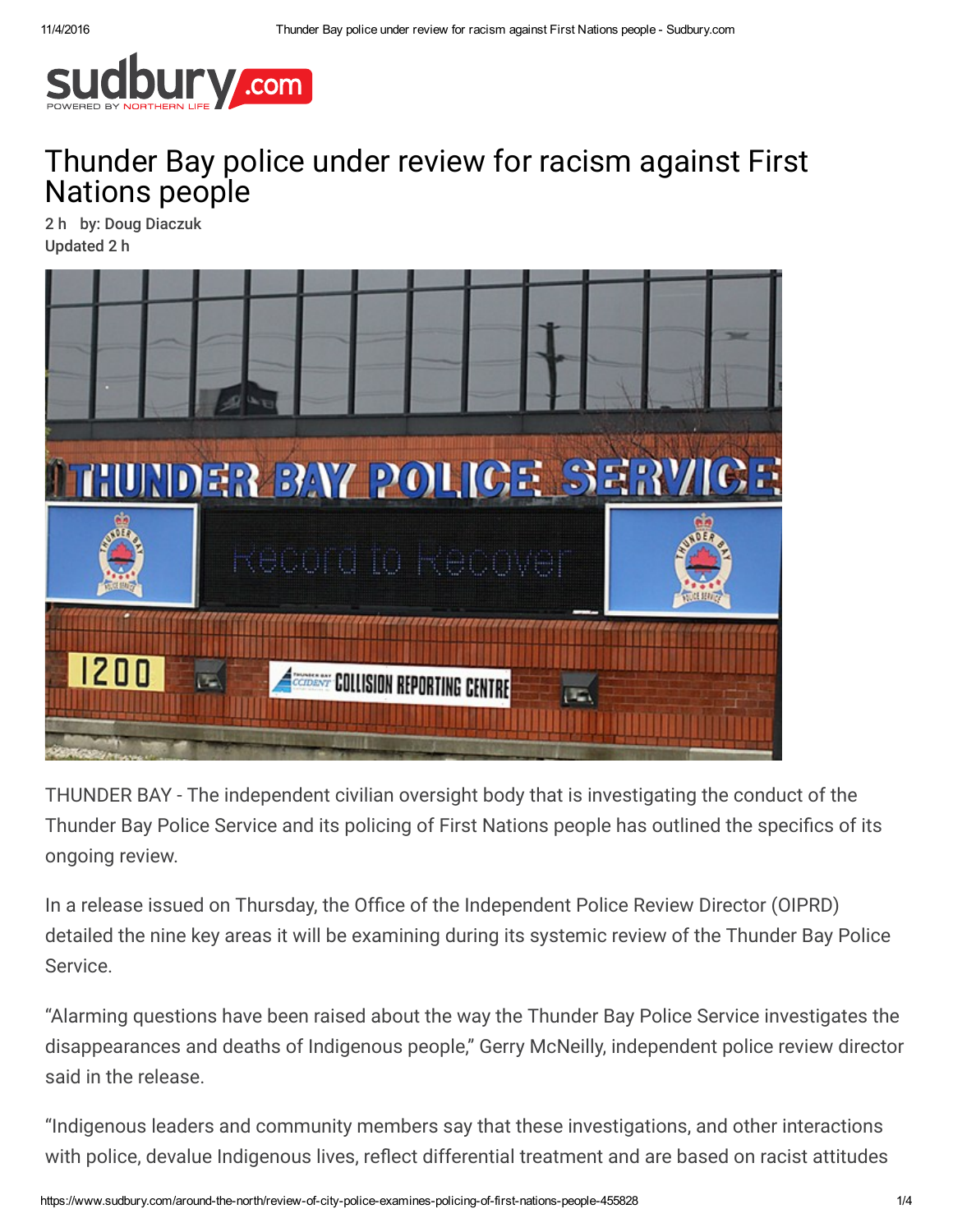# Thunder Bay police under review for racism against First Nations people

2 h by: Doug Diaczuk
Updated 2 h

THUNDER BAY - The independent civilian oversight body that is investigating the conduct of the Thunder Bay Police Service and its policing of First Nations people has outlined the specifics of its ongoing review.

In a release issued on Thursday, the Office of the Independent Police Review Director (OIPRD) detailed the nine key areas it will be examining during its systemic review of the Thunder Bay Police Service.

"Alarming questions have been raised about the way the Thunder Bay Police Service investigates the disappearances and deaths of Indigenous people," Gerry McNeilly, independent police review director said in the release.

"Indigenous leaders and community members say that these investigations, and other interactions with police, devalue Indigenous lives, reflect differential treatment and are based on racist attitudes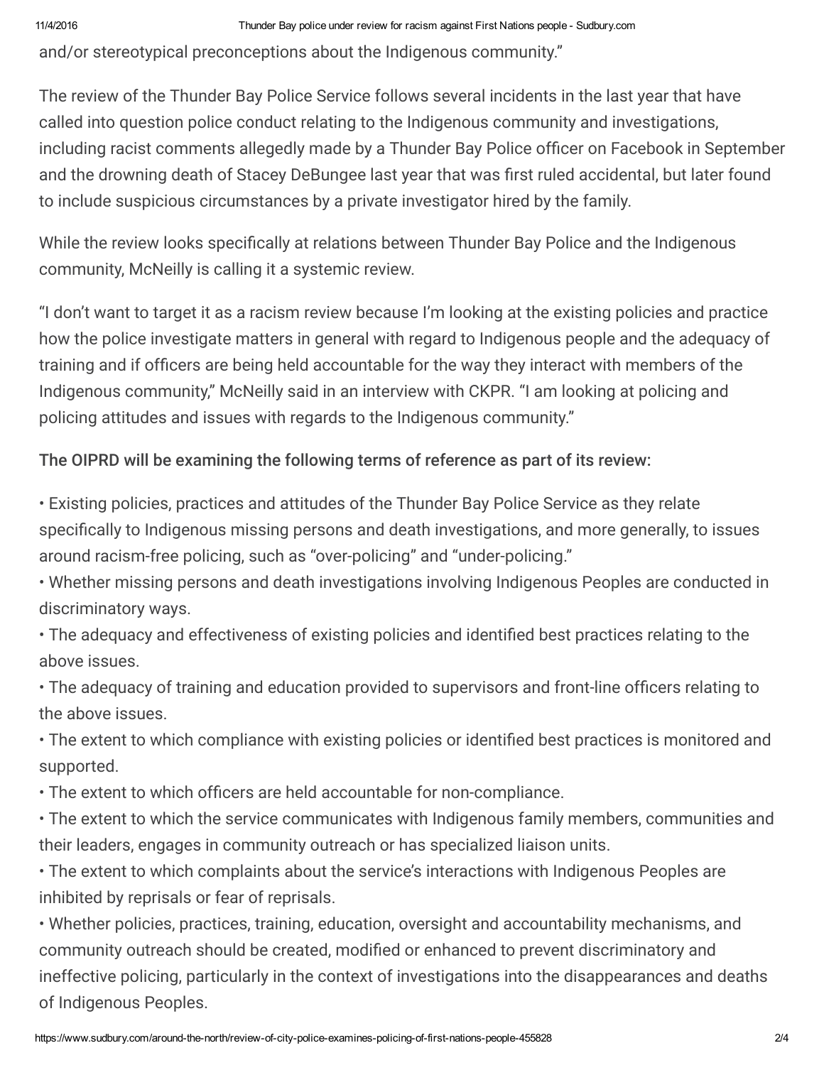and/or stereotypical preconceptions about the Indigenous community."

The review of the Thunder Bay Police Service follows several incidents in the last year that have called into question police conduct relating to the Indigenous community and investigations, including racist comments allegedly made by a Thunder Bay Police officer on Facebook in September and the drowning death of Stacey DeBungee last year that was first ruled accidental, but later found to include suspicious circumstances by a private investigator hired by the family.

While the review looks specifically at relations between Thunder Bay Police and the Indigenous community, McNeilly is calling it a systemic review.

"I don't want to target it as a racism review because I'm looking at the existing policies and practice how the police investigate matters in general with regard to Indigenous people and the adequacy of training and if officers are being held accountable for the way they interact with members of the Indigenous community," McNeilly said in an interview with CKPR. "I am looking at policing and policing attitudes and issues with regards to the Indigenous community."

**The OIPRD will be examining the following terms of reference as part of its review:**

- Existing policies, practices and attitudes of the Thunder Bay Police Service as they relate specifically to Indigenous missing persons and death investigations, and more generally, to issues around racism-free policing, such as "over-policing" and "under-policing."
- Whether missing persons and death investigations involving Indigenous Peoples are conducted in discriminatory ways.
- The adequacy and effectiveness of existing policies and identified best practices relating to the above issues.
- The adequacy of training and education provided to supervisors and front-line officers relating to the above issues.
- The extent to which compliance with existing policies or identified best practices is monitored and supported.
- The extent to which officers are held accountable for non-compliance.
- The extent to which the service communicates with Indigenous family members, communities and their leaders, engages in community outreach or has specialized liaison units.
- The extent to which complaints about the service's interactions with Indigenous Peoples are inhibited by reprisals or fear of reprisals.
- Whether policies, practices, training, education, oversight and accountability mechanisms, and community outreach should be created, modified or enhanced to prevent discriminatory and ineffective policing, particularly in the context of investigations into the disappearances and deaths of Indigenous Peoples.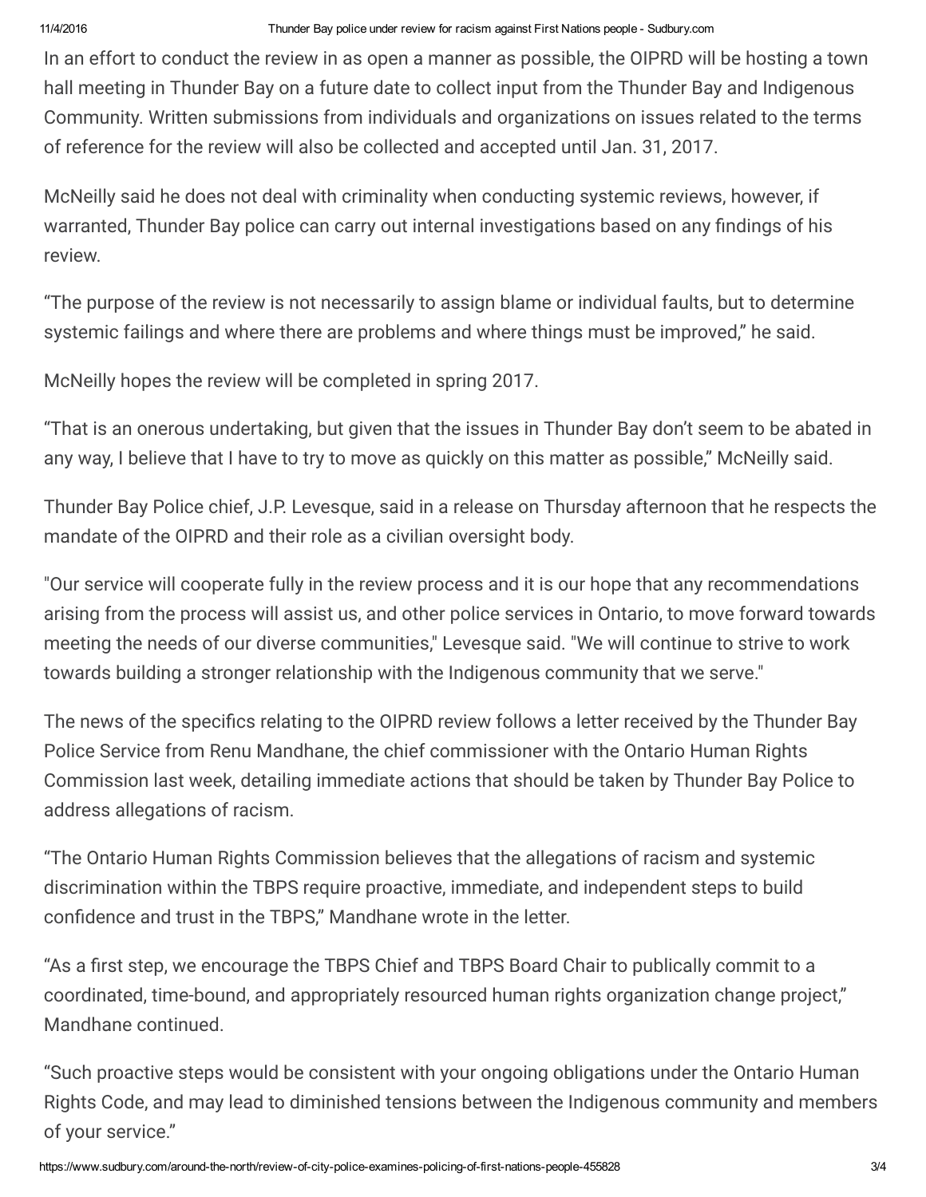In an effort to conduct the review in as open a manner as possible, the OIPRD will be hosting a town hall meeting in Thunder Bay on a future date to collect input from the Thunder Bay and Indigenous Community. Written submissions from individuals and organizations on issues related to the terms of reference for the review will also be collected and accepted until Jan. 31, 2017.

McNeilly said he does not deal with criminality when conducting systemic reviews, however, if warranted, Thunder Bay police can carry out internal investigations based on any findings of his review.

“The purpose of the review is not necessarily to assign blame or individual faults, but to determine systemic failings and where there are problems and where things must be improved,” he said.

McNeilly hopes the review will be completed in spring 2017.

“That is an onerous undertaking, but given that the issues in Thunder Bay don’t seem to be abated in any way, I believe that I have to try to move as quickly on this matter as possible,” McNeilly said.

Thunder Bay Police chief, J.P. Levesque, said in a release on Thursday afternoon that he respects the mandate of the OIPRD and their role as a civilian oversight body.

"Our service will cooperate fully in the review process and it is our hope that any recommendations arising from the process will assist us, and other police services in Ontario, to move forward towards meeting the needs of our diverse communities," Levesque said. "We will continue to strive to work towards building a stronger relationship with the Indigenous community that we serve."

The news of the specifics relating to the OIPRD review follows a letter received by the Thunder Bay Police Service from Renu Mandhane, the chief commissioner with the Ontario Human Rights Commission last week, detailing immediate actions that should be taken by Thunder Bay Police to address allegations of racism.

“The Ontario Human Rights Commission believes that the allegations of racism and systemic discrimination within the TBPS require proactive, immediate, and independent steps to build confidence and trust in the TBPS,” Mandhane wrote in the letter.

“As a first step, we encourage the TBPS Chief and TBPS Board Chair to publically commit to a coordinated, time-bound, and appropriately resourced human rights organization change project,” Mandhane continued.

“Such proactive steps would be consistent with your ongoing obligations under the Ontario Human Rights Code, and may lead to diminished tensions between the Indigenous community and members of your service.”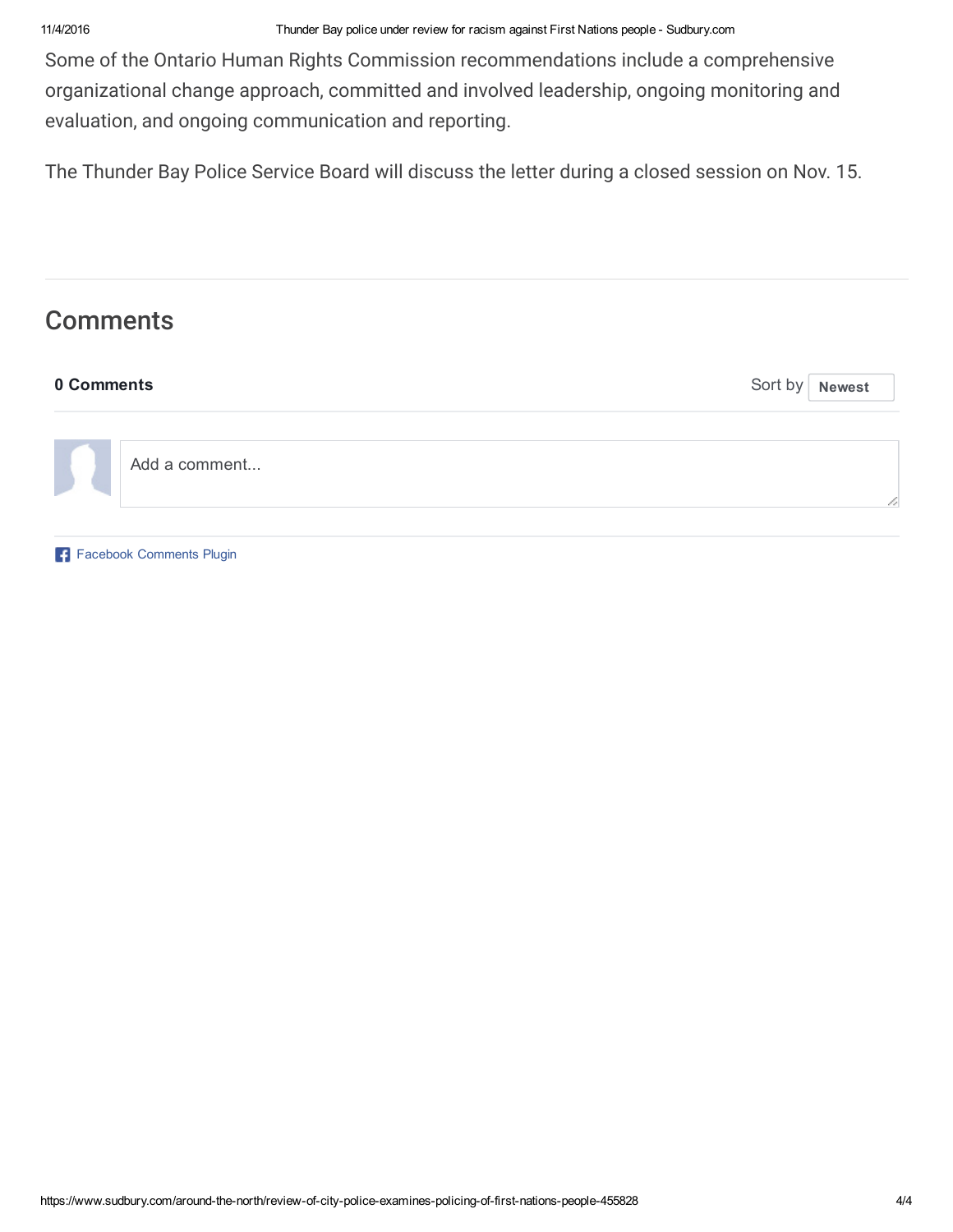Some of the Ontario Human Rights Commission recommendations include a comprehensive organizational change approach, committed and involved leadership, ongoing monitoring and evaluation, and ongoing communication and reporting.

The Thunder Bay Police Service Board will discuss the letter during a closed session on Nov. 15.

## Comments

**0 Comments**

Sort by **Newest**

Add a comment...

Facebook Comments Plugin